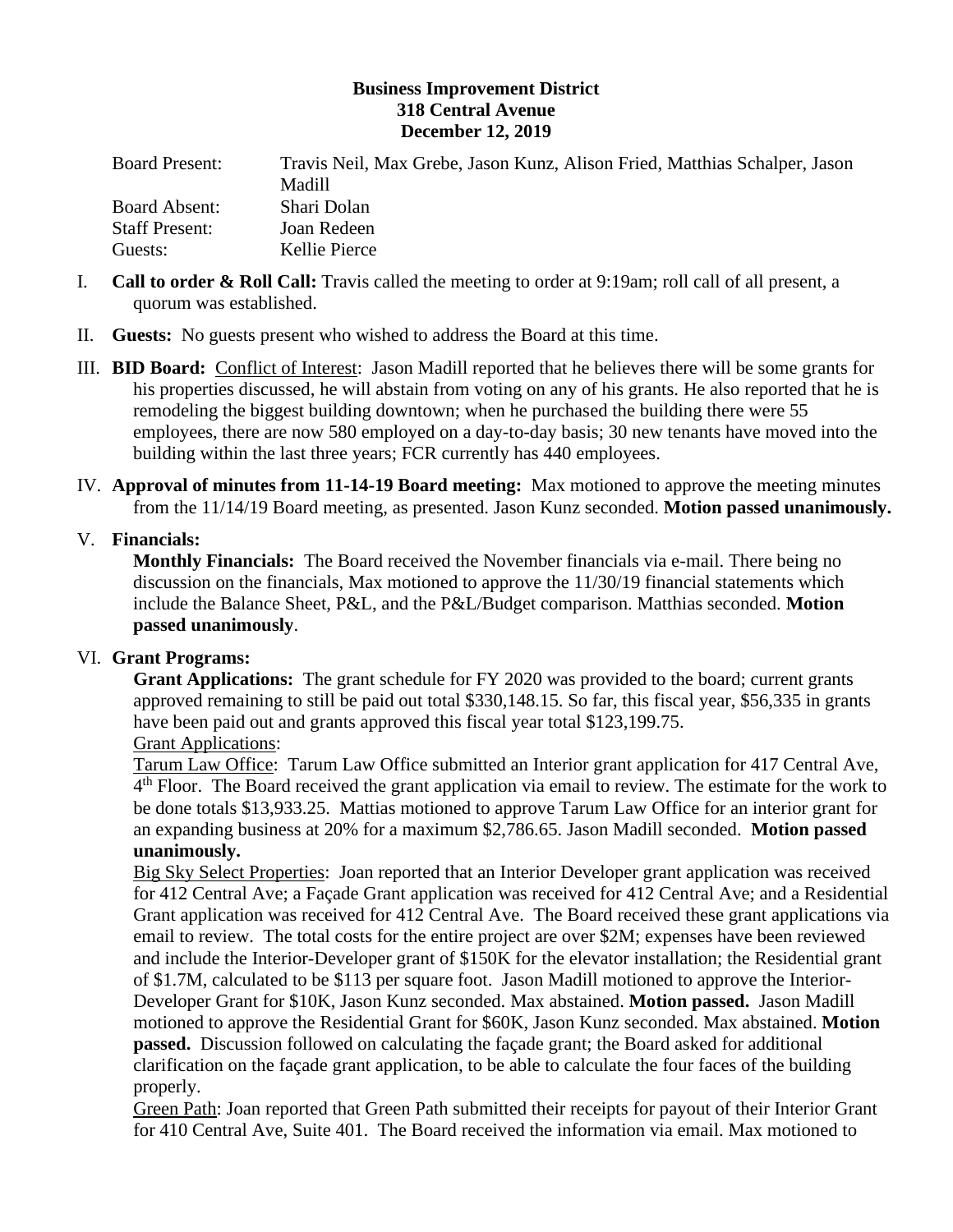**Business Improvement District**
**318 Central Avenue**
**December 12, 2019**

| | |
|---|---|
| Board Present: | Travis Neil, Max Grebe, Jason Kunz, Alison Fried, Matthias Schalper, Jason Madill |
| Board Absent: | Shari Dolan |
| Staff Present: | Joan Redeen |
| Guests: | Kellie Pierce |

I. **Call to order & Roll Call:** Travis called the meeting to order at 9:19am; roll call of all present, a quorum was established.

II. **Guests:** No guests present who wished to address the Board at this time.

III. **BID Board:** Conflict of Interest: Jason Madill reported that he believes there will be some grants for his properties discussed, he will abstain from voting on any of his grants. He also reported that he is remodeling the biggest building downtown; when he purchased the building there were 55 employees, there are now 580 employed on a day-to-day basis; 30 new tenants have moved into the building within the last three years; FCR currently has 440 employees.

IV. **Approval of minutes from 11-14-19 Board meeting:** Max motioned to approve the meeting minutes from the 11/14/19 Board meeting, as presented. Jason Kunz seconded. **Motion passed unanimously.**

V. **Financials:**

**Monthly Financials:** The Board received the November financials via e-mail. There being no discussion on the financials, Max motioned to approve the 11/30/19 financial statements which include the Balance Sheet, P&L, and the P&L/Budget comparison. Matthias seconded. **Motion passed unanimously**.

VI. **Grant Programs:**

**Grant Applications:** The grant schedule for FY 2020 was provided to the board; current grants approved remaining to still be paid out total $330,148.15. So far, this fiscal year, $56,335 in grants have been paid out and grants approved this fiscal year total $123,199.75.

Grant Applications:

Tarum Law Office: Tarum Law Office submitted an Interior grant application for 417 Central Ave, 4th Floor. The Board received the grant application via email to review. The estimate for the work to be done totals $13,933.25. Mattias motioned to approve Tarum Law Office for an interior grant for an expanding business at 20% for a maximum $2,786.65. Jason Madill seconded. **Motion passed unanimously.**

Big Sky Select Properties: Joan reported that an Interior Developer grant application was received for 412 Central Ave; a Façade Grant application was received for 412 Central Ave; and a Residential Grant application was received for 412 Central Ave. The Board received these grant applications via email to review. The total costs for the entire project are over $2M; expenses have been reviewed and include the Interior-Developer grant of $150K for the elevator installation; the Residential grant of $1.7M, calculated to be $113 per square foot. Jason Madill motioned to approve the Interior-Developer Grant for $10K, Jason Kunz seconded. Max abstained. **Motion passed.** Jason Madill motioned to approve the Residential Grant for $60K, Jason Kunz seconded. Max abstained. **Motion passed.** Discussion followed on calculating the façade grant; the Board asked for additional clarification on the façade grant application, to be able to calculate the four faces of the building properly.

Green Path: Joan reported that Green Path submitted their receipts for payout of their Interior Grant for 410 Central Ave, Suite 401. The Board received the information via email. Max motioned to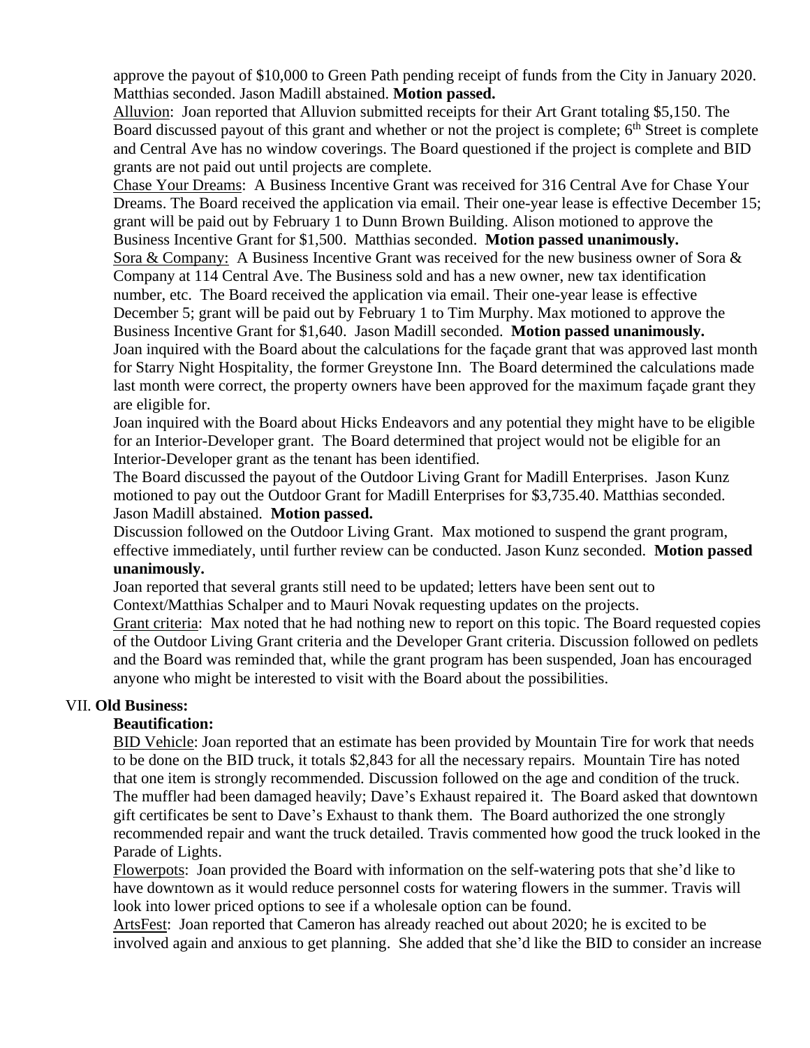approve the payout of $10,000 to Green Path pending receipt of funds from the City in January 2020. Matthias seconded. Jason Madill abstained. **Motion passed.**

Alluvion: Joan reported that Alluvion submitted receipts for their Art Grant totaling $5,150. The Board discussed payout of this grant and whether or not the project is complete; 6th Street is complete and Central Ave has no window coverings. The Board questioned if the project is complete and BID grants are not paid out until projects are complete.

Chase Your Dreams: A Business Incentive Grant was received for 316 Central Ave for Chase Your Dreams. The Board received the application via email. Their one-year lease is effective December 15; grant will be paid out by February 1 to Dunn Brown Building. Alison motioned to approve the Business Incentive Grant for $1,500. Matthias seconded. **Motion passed unanimously.**

Sora & Company: A Business Incentive Grant was received for the new business owner of Sora & Company at 114 Central Ave. The Business sold and has a new owner, new tax identification number, etc. The Board received the application via email. Their one-year lease is effective December 5; grant will be paid out by February 1 to Tim Murphy. Max motioned to approve the Business Incentive Grant for $1,640. Jason Madill seconded. **Motion passed unanimously.**

Joan inquired with the Board about the calculations for the façade grant that was approved last month for Starry Night Hospitality, the former Greystone Inn. The Board determined the calculations made last month were correct, the property owners have been approved for the maximum façade grant they are eligible for.

Joan inquired with the Board about Hicks Endeavors and any potential they might have to be eligible for an Interior-Developer grant. The Board determined that project would not be eligible for an Interior-Developer grant as the tenant has been identified.

The Board discussed the payout of the Outdoor Living Grant for Madill Enterprises. Jason Kunz motioned to pay out the Outdoor Grant for Madill Enterprises for $3,735.40. Matthias seconded. Jason Madill abstained. **Motion passed.**

Discussion followed on the Outdoor Living Grant. Max motioned to suspend the grant program, effective immediately, until further review can be conducted. Jason Kunz seconded. **Motion passed unanimously.**

Joan reported that several grants still need to be updated; letters have been sent out to Context/Matthias Schalper and to Mauri Novak requesting updates on the projects.

Grant criteria: Max noted that he had nothing new to report on this topic. The Board requested copies of the Outdoor Living Grant criteria and the Developer Grant criteria. Discussion followed on pedlets and the Board was reminded that, while the grant program has been suspended, Joan has encouraged anyone who might be interested to visit with the Board about the possibilities.

VII. **Old Business:**

**Beautification:**

BID Vehicle: Joan reported that an estimate has been provided by Mountain Tire for work that needs to be done on the BID truck, it totals $2,843 for all the necessary repairs. Mountain Tire has noted that one item is strongly recommended. Discussion followed on the age and condition of the truck. The muffler had been damaged heavily; Dave's Exhaust repaired it. The Board asked that downtown gift certificates be sent to Dave's Exhaust to thank them. The Board authorized the one strongly recommended repair and want the truck detailed. Travis commented how good the truck looked in the Parade of Lights.

Flowerpots: Joan provided the Board with information on the self-watering pots that she'd like to have downtown as it would reduce personnel costs for watering flowers in the summer. Travis will look into lower priced options to see if a wholesale option can be found.

ArtsFest: Joan reported that Cameron has already reached out about 2020; he is excited to be involved again and anxious to get planning. She added that she'd like the BID to consider an increase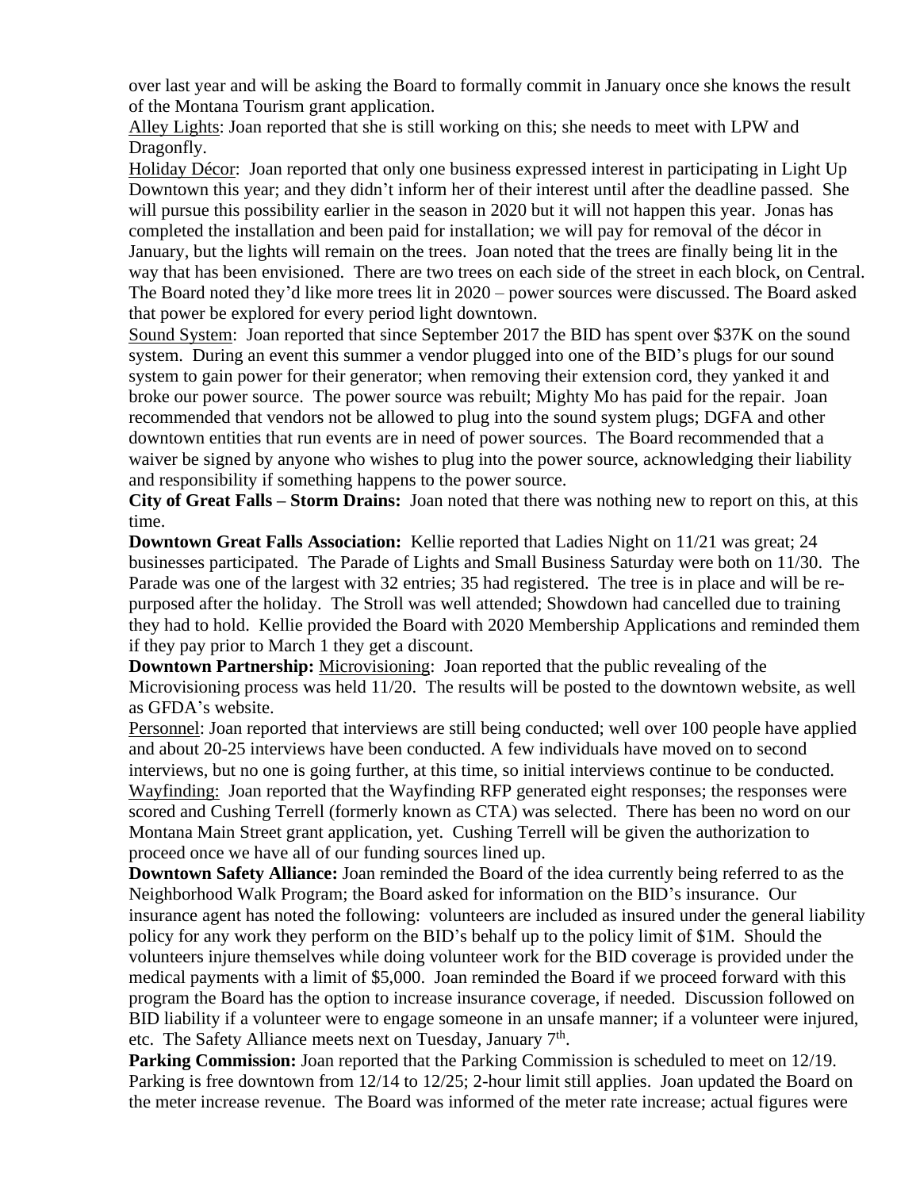over last year and will be asking the Board to formally commit in January once she knows the result of the Montana Tourism grant application.

Alley Lights: Joan reported that she is still working on this; she needs to meet with LPW and Dragonfly.

Holiday Décor: Joan reported that only one business expressed interest in participating in Light Up Downtown this year; and they didn't inform her of their interest until after the deadline passed. She will pursue this possibility earlier in the season in 2020 but it will not happen this year. Jonas has completed the installation and been paid for installation; we will pay for removal of the décor in January, but the lights will remain on the trees. Joan noted that the trees are finally being lit in the way that has been envisioned. There are two trees on each side of the street in each block, on Central. The Board noted they'd like more trees lit in 2020 – power sources were discussed. The Board asked that power be explored for every period light downtown.

Sound System: Joan reported that since September 2017 the BID has spent over $37K on the sound system. During an event this summer a vendor plugged into one of the BID's plugs for our sound system to gain power for their generator; when removing their extension cord, they yanked it and broke our power source. The power source was rebuilt; Mighty Mo has paid for the repair. Joan recommended that vendors not be allowed to plug into the sound system plugs; DGFA and other downtown entities that run events are in need of power sources. The Board recommended that a waiver be signed by anyone who wishes to plug into the power source, acknowledging their liability and responsibility if something happens to the power source.

**City of Great Falls – Storm Drains:** Joan noted that there was nothing new to report on this, at this time.

**Downtown Great Falls Association:** Kellie reported that Ladies Night on 11/21 was great; 24 businesses participated. The Parade of Lights and Small Business Saturday were both on 11/30. The Parade was one of the largest with 32 entries; 35 had registered. The tree is in place and will be re-purposed after the holiday. The Stroll was well attended; Showdown had cancelled due to training they had to hold. Kellie provided the Board with 2020 Membership Applications and reminded them if they pay prior to March 1 they get a discount.

**Downtown Partnership:** Microvisioning: Joan reported that the public revealing of the Microvisioning process was held 11/20. The results will be posted to the downtown website, as well as GFDA's website.

Personnel: Joan reported that interviews are still being conducted; well over 100 people have applied and about 20-25 interviews have been conducted. A few individuals have moved on to second interviews, but no one is going further, at this time, so initial interviews continue to be conducted.

Wayfinding: Joan reported that the Wayfinding RFP generated eight responses; the responses were scored and Cushing Terrell (formerly known as CTA) was selected. There has been no word on our Montana Main Street grant application, yet. Cushing Terrell will be given the authorization to proceed once we have all of our funding sources lined up.

**Downtown Safety Alliance:** Joan reminded the Board of the idea currently being referred to as the Neighborhood Walk Program; the Board asked for information on the BID's insurance. Our insurance agent has noted the following: volunteers are included as insured under the general liability policy for any work they perform on the BID's behalf up to the policy limit of $1M. Should the volunteers injure themselves while doing volunteer work for the BID coverage is provided under the medical payments with a limit of $5,000. Joan reminded the Board if we proceed forward with this program the Board has the option to increase insurance coverage, if needed. Discussion followed on BID liability if a volunteer were to engage someone in an unsafe manner; if a volunteer were injured, etc. The Safety Alliance meets next on Tuesday, January 7th.

**Parking Commission:** Joan reported that the Parking Commission is scheduled to meet on 12/19. Parking is free downtown from 12/14 to 12/25; 2-hour limit still applies. Joan updated the Board on the meter increase revenue. The Board was informed of the meter rate increase; actual figures were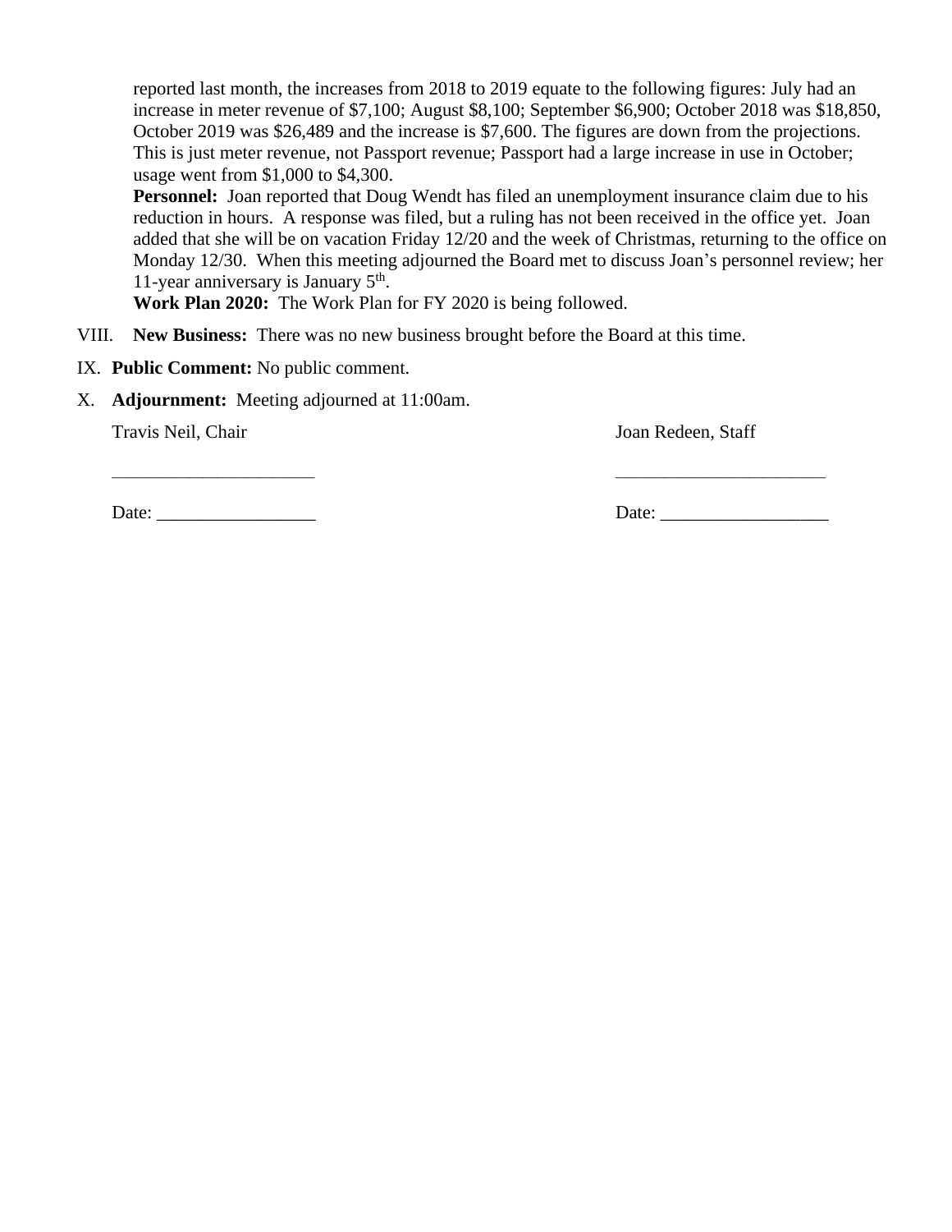reported last month, the increases from 2018 to 2019 equate to the following figures: July had an increase in meter revenue of $7,100; August $8,100; September $6,900; October 2018 was $18,850, October 2019 was $26,489 and the increase is $7,600. The figures are down from the projections. This is just meter revenue, not Passport revenue; Passport had a large increase in use in October; usage went from $1,000 to $4,300.

**Personnel:** Joan reported that Doug Wendt has filed an unemployment insurance claim due to his reduction in hours. A response was filed, but a ruling has not been received in the office yet. Joan added that she will be on vacation Friday 12/20 and the week of Christmas, returning to the office on Monday 12/30. When this meeting adjourned the Board met to discuss Joan's personnel review; her 11-year anniversary is January 5th.

**Work Plan 2020:** The Work Plan for FY 2020 is being followed.

VIII. **New Business:** There was no new business brought before the Board at this time.

IX. **Public Comment:** No public comment.

X. **Adjournment:** Meeting adjourned at 11:00am.

Travis Neil, Chair

______________________

Date: _________________

Joan Redeen, Staff

_______________________

Date: __________________